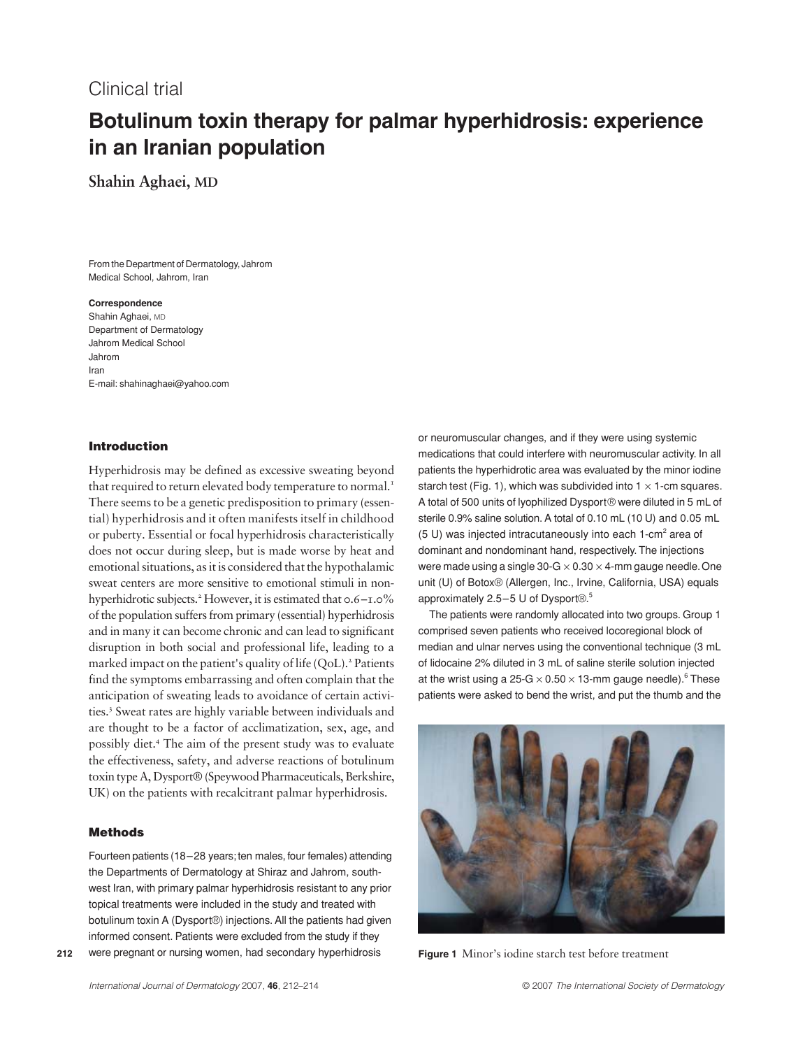Clinical trial

# Botulinum toxin therapy for palmar hyperhidrosis: experience in an Iranian population

**Shahin Aghaei, MD**

From the Department of Dermatology, Jahrom Medical School, Jahrom, Iran

**Correspondence**
Shahin Aghaei, MD
Department of Dermatology
Jahrom Medical School
Jahrom
Iran
E-mail: shahinaghaei@yahoo.com

## Introduction

Hyperhidrosis may be defined as excessive sweating beyond that required to return elevated body temperature to normal.[1] There seems to be a genetic predisposition to primary (essential) hyperhidrosis and it often manifests itself in childhood or puberty. Essential or focal hyperhidrosis characteristically does not occur during sleep, but is made worse by heat and emotional situations, as it is considered that the hypothalamic sweat centers are more sensitive to emotional stimuli in non-hyperhidrotic subjects.[2] However, it is estimated that 0.6–1.0% of the population suffers from primary (essential) hyperhidrosis and in many it can become chronic and can lead to significant disruption in both social and professional life, leading to a marked impact on the patient's quality of life (QoL).[2] Patients find the symptoms embarrassing and often complain that the anticipation of sweating leads to avoidance of certain activities.[3] Sweat rates are highly variable between individuals and are thought to be a factor of acclimatization, sex, age, and possibly diet.[4] The aim of the present study was to evaluate the effectiveness, safety, and adverse reactions of botulinum toxin type A, Dysport® (Speywood Pharmaceuticals, Berkshire, UK) on the patients with recalcitrant palmar hyperhidrosis.

## Methods

Fourteen patients (18–28 years; ten males, four females) attending the Departments of Dermatology at Shiraz and Jahrom, southwest Iran, with primary palmar hyperhidrosis resistant to any prior topical treatments were included in the study and treated with botulinum toxin A (Dysport®) injections. All the patients had given informed consent. Patients were excluded from the study if they were pregnant or nursing women, had secondary hyperhidrosis or neuromuscular changes, and if they were using systemic medications that could interfere with neuromuscular activity. In all patients the hyperhidrotic area was evaluated by the minor iodine starch test (Fig. 1), which was subdivided into $1 \times 1$-cm squares. A total of 500 units of lyophilized Dysport® were diluted in 5 mL of sterile 0.9% saline solution. A total of 0.10 mL (10 U) and 0.05 mL (5 U) was injected intracutaneously into each 1-cm$^2$ area of dominant and nondominant hand, respectively. The injections were made using a single 30-G $\times$ 0.30 $\times$ 4-mm gauge needle. One unit (U) of Botox® (Allergen, Inc., Irvine, California, USA) equals approximately 2.5–5 U of Dysport®.[5]

The patients were randomly allocated into two groups. Group 1 comprised seven patients who received locoregional block of median and ulnar nerves using the conventional technique (3 mL of lidocaine 2% diluted in 3 mL of saline sterile solution injected at the wrist using a 25-G $\times$ 0.50 $\times$ 13-mm gauge needle).[6] These patients were asked to bend the wrist, and put the thumb and the

**Figure 1** Minor's iodine starch test before treatment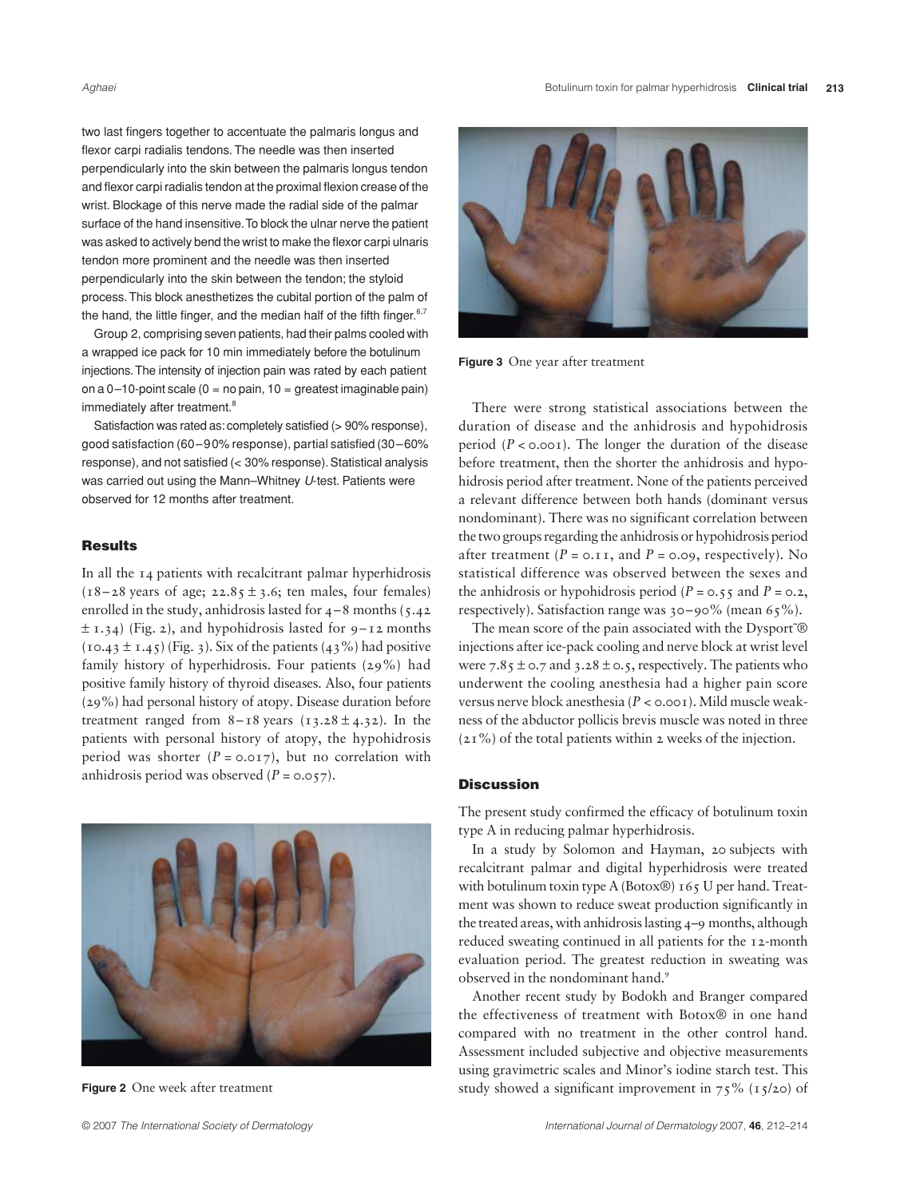two last fingers together to accentuate the palmaris longus and flexor carpi radialis tendons. The needle was then inserted perpendicularly into the skin between the palmaris longus tendon and flexor carpi radialis tendon at the proximal flexion crease of the wrist. Blockage of this nerve made the radial side of the palmar surface of the hand insensitive. To block the ulnar nerve the patient was asked to actively bend the wrist to make the flexor carpi ulnaris tendon more prominent and the needle was then inserted perpendicularly into the skin between the tendon; the styloid process. This block anesthetizes the cubital portion of the palm of the hand, the little finger, and the median half of the fifth finger.[6,7]

Group 2, comprising seven patients, had their palms cooled with a wrapped ice pack for 10 min immediately before the botulinum injections. The intensity of injection pain was rated by each patient on a 0–10-point scale (0 = no pain, 10 = greatest imaginable pain) immediately after treatment.[8]

Satisfaction was rated as: completely satisfied (> 90% response), good satisfaction (60–90% response), partial satisfied (30–60% response), and not satisfied (< 30% response). Statistical analysis was carried out using the Mann–Whitney *U*-test. Patients were observed for 12 months after treatment.

## Results

In all the 14 patients with recalcitrant palmar hyperhidrosis (18–28 years of age; 22.85 ± 3.6; ten males, four females) enrolled in the study, anhidrosis lasted for 4–8 months (5.42 ± 1.34) (Fig. 2), and hypohidrosis lasted for 9–12 months (10.43 ± 1.45) (Fig. 3). Six of the patients (43%) had positive family history of hyperhidrosis. Four patients (29%) had positive family history of thyroid diseases. Also, four patients (29%) had personal history of atopy. Disease duration before treatment ranged from 8–18 years (13.28 ± 4.32). In the patients with personal history of atopy, the hypohidrosis period was shorter ($P = 0.017$), but no correlation with anhidrosis period was observed ($P = 0.057$).

**Figure 2** One week after treatment

**Figure 3** One year after treatment

There were strong statistical associations between the duration of disease and the anhidrosis and hypohidrosis period ($P < 0.001$). The longer the duration of the disease before treatment, then the shorter the anhidrosis and hypohidrosis period after treatment. None of the patients perceived a relevant difference between both hands (dominant versus nondominant). There was no significant correlation between the two groups regarding the anhidrosis or hypohidrosis period after treatment ($P = 0.11$, and $P = 0.09$, respectively). No statistical difference was observed between the sexes and the anhidrosis or hypohidrosis period ($P = 0.55$ and $P = 0.2$, respectively). Satisfaction range was 30–90% (mean 65%).

The mean score of the pain associated with the Dysport®® injections after ice-pack cooling and nerve block at wrist level were 7.85 ± 0.7 and 3.28 ± 0.5, respectively. The patients who underwent the cooling anesthesia had a higher pain score versus nerve block anesthesia ($P < 0.001$). Mild muscle weakness of the abductor pollicis brevis muscle was noted in three (21%) of the total patients within 2 weeks of the injection.

## Discussion

The present study confirmed the efficacy of botulinum toxin type A in reducing palmar hyperhidrosis.

In a study by Solomon and Hayman, 20 subjects with recalcitrant palmar and digital hyperhidrosis were treated with botulinum toxin type A (Botox®) 165 U per hand. Treatment was shown to reduce sweat production significantly in the treated areas, with anhidrosis lasting 4–9 months, although reduced sweating continued in all patients for the 12-month evaluation period. The greatest reduction in sweating was observed in the nondominant hand.[9]

Another recent study by Bodokh and Branger compared the effectiveness of treatment with Botox® in one hand compared with no treatment in the other control hand. Assessment included subjective and objective measurements using gravimetric scales and Minor's iodine starch test. This study showed a significant improvement in 75% (15/20) of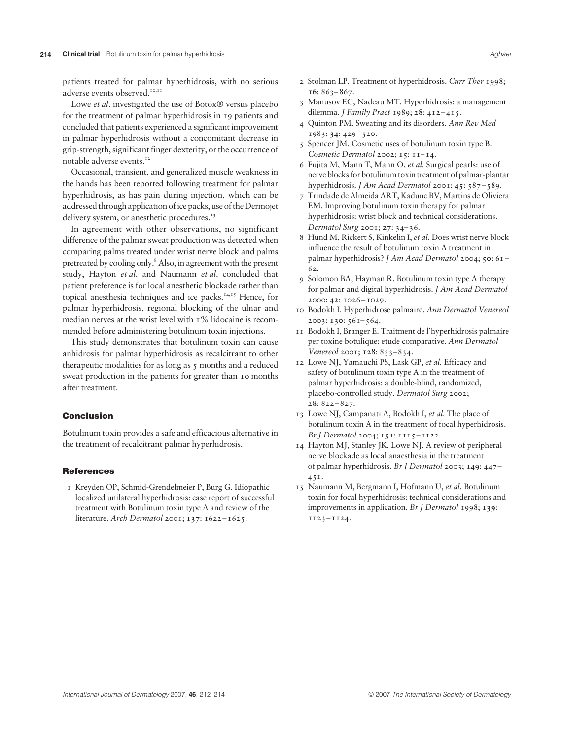patients treated for palmar hyperhidrosis, with no serious adverse events observed.[10,11]

Lowe *et al*. investigated the use of Botox® versus placebo for the treatment of palmar hyperhidrosis in 19 patients and concluded that patients experienced a significant improvement in palmar hyperhidrosis without a concomitant decrease in grip-strength, significant finger dexterity, or the occurrence of notable adverse events.[12]

Occasional, transient, and generalized muscle weakness in the hands has been reported following treatment for palmar hyperhidrosis, as has pain during injection, which can be addressed through application of ice packs, use of the Dermojet delivery system, or anesthetic procedures.[13]

In agreement with other observations, no significant difference of the palmar sweat production was detected when comparing palms treated under wrist nerve block and palms pretreated by cooling only.[8] Also, in agreement with the present study, Hayton *et al*. and Naumann *et al*. concluded that patient preference is for local anesthetic blockade rather than topical anesthesia techniques and ice packs.[14,15] Hence, for palmar hyperhidrosis, regional blocking of the ulnar and median nerves at the wrist level with 1% lidocaine is recommended before administering botulinum toxin injections.

This study demonstrates that botulinum toxin can cause anhidrosis for palmar hyperhidrosis as recalcitrant to other therapeutic modalities for as long as 5 months and a reduced sweat production in the patients for greater than 10 months after treatment.

## Conclusion

Botulinum toxin provides a safe and efficacious alternative in the treatment of recalcitrant palmar hyperhidrosis.

## References

1. Kreyden OP, Schmid-Grendelmeier P, Burg G. Idiopathic localized unilateral hyperhidrosis: case report of successful treatment with Botulinum toxin type A and review of the literature. *Arch Dermatol* 2001; **137**: 1622–1625.
2. Stolman LP. Treatment of hyperhidrosis. *Curr Ther* 1998; **16**: 863–867.
3. Manusov EG, Nadeau MT. Hyperhidrosis: a management dilemma. *J Family Pract* 1989; **28**: 412–415.
4. Quinton PM. Sweating and its disorders. *Ann Rev Med* 1983; **34**: 429–520.
5. Spencer JM. Cosmetic uses of botulinum toxin type B. *Cosmetic Dermatol* 2002; **15**: 11–14.
6. Fujita M, Mann T, Mann O, *et al*. Surgical pearls: use of nerve blocks for botulinum toxin treatment of palmar-plantar hyperhidrosis. *J Am Acad Dermatol* 2001; **45**: 587–589.
7. Trindade de Almeida ART, Kadunc BV, Martins de Oliviera EM. Improving botulinum toxin therapy for palmar hyperhidrosis: wrist block and technical considerations. *Dermatol Surg* 2001; **27**: 34–36.
8. Hund M, Rickert S, Kinkelin I, *et al*. Does wrist nerve block influence the result of botulinum toxin A treatment in palmar hyperhidrosis? *J Am Acad Dermatol* 2004; **50**: 61–62.
9. Solomon BA, Hayman R. Botulinum toxin type A therapy for palmar and digital hyperhidrosis. *J Am Acad Dermatol* 2000; **42**: 1026–1029.
10. Bodokh I. Hyperhidrose palmaire. *Ann Dermatol Venereol* 2003; **130**: 561–564.
11. Bodokh I, Branger E. Traitment de l'hyperhidrosis palmaire per toxine botulique: etude comparative. *Ann Dermatol Venereol* 2001; **128**: 833–834.
12. Lowe NJ, Yamauchi PS, Lask GP, *et al*. Efficacy and safety of botulinum toxin type A in the treatment of palmar hyperhidrosis: a double-blind, randomized, placebo-controlled study. *Dermatol Surg* 2002; **28**: 822–827.
13. Lowe NJ, Campanati A, Bodokh I, *et al*. The place of botulinum toxin A in the treatment of focal hyperhidrosis. *Br J Dermatol* 2004; **151**: 1115–1122.
14. Hayton MJ, Stanley JK, Lowe NJ. A review of peripheral nerve blockade as local anaesthesia in the treatment of palmar hyperhidrosis. *Br J Dermatol* 2003; **149**: 447–451.
15. Naumann M, Bergmann I, Hofmann U, *et al*. Botulinum toxin for focal hyperhidrosis: technical considerations and improvements in application. *Br J Dermatol* 1998; **139**: 1123–1124.